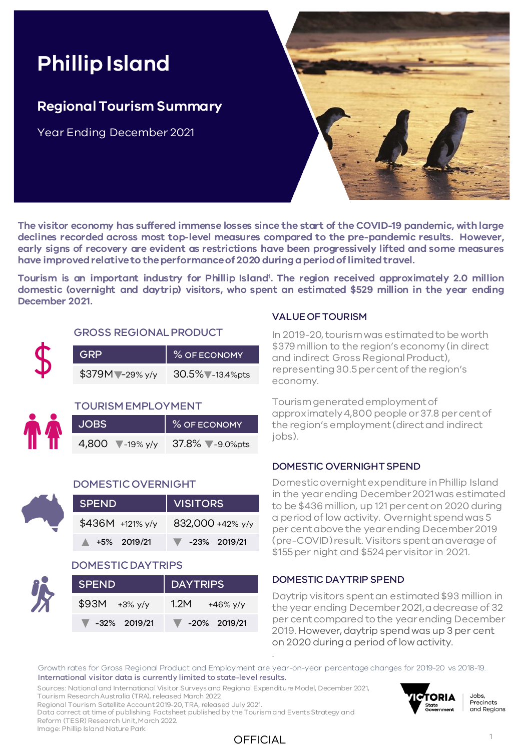# Phillip Island

## Regional Tourism Summary

Year Ending December 2021

**The visitor economy has suffered immense losses since the start of the COVID-19 pandemic, with large declines recorded across most top-level measures compared to the pre-pandemic results. However, early signs of recovery are evident as restrictions have been progressively lifted and some measures have improved relative to the performance of 2020 during a period of limited travel.**

**Tourism is an important industry for Phillip Island[1]. The region received approximately 2.0 million domestic (overnight and daytrip) visitors, who spent an estimated $529 million in the year ending December 2021.**

### GROSS REGIONAL PRODUCT

| GRP | % OF ECONOMY |
|---|---|
| $379M ▼-29% y/y | 30.5% ▼-13.4%pts |

### TOURISM EMPLOYMENT

| JOBS | % OF ECONOMY |
|---|---|
| 4,800 ▼-19% y/y | 37.8% ▼-9.0%pts |

### DOMESTIC OVERNIGHT

| SPEND | VISITORS |
|---|---|
| $436M +121% y/y | 832,000 +42% y/y |
| ▲ +5% 2019/21 | ▼ -23% 2019/21 |

### DOMESTIC DAYTRIPS

| SPEND | DAYTRIPS |
|---|---|
| $93M +3% y/y | 1.2M +46% y/y |
| ▼ -32% 2019/21 | ▼ -20% 2019/21 |

### VALUE OF TOURISM

In 2019-20, tourism was estimated to be worth $379 million to the region's economy (in direct and indirect Gross Regional Product), representing 30.5 per cent of the region's economy.

Tourism generated employment of approximately 4,800 people or 37.8 per cent of the region's employment (direct and indirect jobs).

### DOMESTIC OVERNIGHT SPEND

Domestic overnight expenditure in Phillip Island in the year ending December 2021 was estimated to be $436 million, up 121 per cent on 2020 during a period of low activity. Overnight spend was 5 per cent above the year ending December 2019 (pre-COVID) result. Visitors spent an average of $155 per night and $524 per visitor in 2021.

### DOMESTIC DAYTRIP SPEND

Daytrip visitors spent an estimated $93 million in the year ending December 2021, a decrease of 32 per cent compared to the year ending December 2019. However, daytrip spend was up 3 per cent on 2020 during a period of low activity.

Growth rates for Gross Regional Product and Employment are year-on-year percentage changes for 2019-20 vs 2018-19.
International visitor data is currently limited to state-level results.

Sources: National and International Visitor Surveys and Regional Expenditure Model, December 2021, Tourism Research Australia (TRA), released March 2022.
Regional Tourism Satellite Account 2019-20, TRA, released July 2021.
Data correct at time of publishing. Factsheet published by the Tourism and Events Strategy and Reform (TESR) Research Unit, March 2022.
Image: Phillip Island Nature Park

OFFICIAL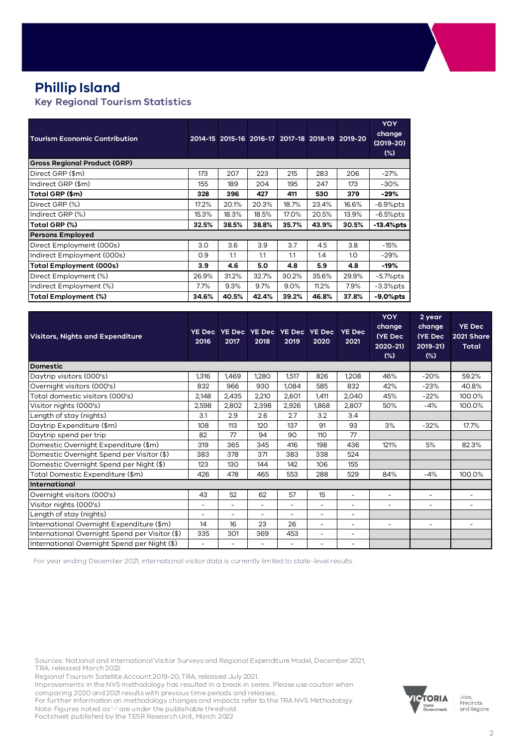# Phillip Island

## Key Regional Tourism Statistics

| Tourism Economic Contribution | 2014-15 | 2015-16 | 2016-17 | 2017-18 | 2018-19 | 2019-20 | YOY change (2019-20) (%) |
|---|---|---|---|---|---|---|---|
| **Gross Regional Product (GRP)** | | | | | | | |
| Direct GRP ($m) | 173 | 207 | 223 | 215 | 283 | 206 | -27% |
| Indirect GRP ($m) | 155 | 189 | 204 | 195 | 247 | 173 | -30% |
| **Total GRP ($m)** | **328** | **396** | **427** | **411** | **530** | **379** | **-29%** |
| Direct GRP (%) | 17.2% | 20.1% | 20.3% | 18.7% | 23.4% | 16.6% | -6.9%pts |
| Indirect GRP (%) | 15.3% | 18.3% | 18.5% | 17.0% | 20.5% | 13.9% | -6.5%pts |
| **Total GRP (%)** | **32.5%** | **38.5%** | **38.8%** | **35.7%** | **43.9%** | **30.5%** | **-13.4%pts** |
| **Persons Employed** | | | | | | | |
| Direct Employment (000s) | 3.0 | 3.6 | 3.9 | 3.7 | 4.5 | 3.8 | -15% |
| Indirect Employment (000s) | 0.9 | 1.1 | 1.1 | 1.1 | 1.4 | 1.0 | -29% |
| **Total Employment (000s)** | **3.9** | **4.6** | **5.0** | **4.8** | **5.9** | **4.8** | **-19%** |
| Direct Employment (%) | 26.9% | 31.2% | 32.7% | 30.2% | 35.6% | 29.9% | -5.7%pts |
| Indirect Employment (%) | 7.7% | 9.3% | 9.7% | 9.0% | 11.2% | 7.9% | -3.3%pts |
| **Total Employment (%)** | **34.6%** | **40.5%** | **42.4%** | **39.2%** | **46.8%** | **37.8%** | **-9.0%pts** |

| Visitors, Nights and Expenditure | YE Dec 2016 | YE Dec 2017 | YE Dec 2018 | YE Dec 2019 | YE Dec 2020 | YE Dec 2021 | YOY change (YE Dec 2020-21) (%) | 2 year change (YE Dec 2019-21) (%) | YE Dec 2021 Share Total |
|---|---|---|---|---|---|---|---|---|---|
| **Domestic** | | | | | | | | | |
| Daytrip visitors (000's) | 1,316 | 1,469 | 1,280 | 1,517 | 826 | 1,208 | 46% | -20% | 59.2% |
| Overnight visitors (000's) | 832 | 966 | 930 | 1,084 | 585 | 832 | 42% | -23% | 40.8% |
| Total domestic visitors (000's) | 2,148 | 2,435 | 2,210 | 2,601 | 1,411 | 2,040 | 45% | -22% | 100.0% |
| Visitor nights (000's) | 2,598 | 2,802 | 2,398 | 2,926 | 1,868 | 2,807 | 50% | -4% | 100.0% |
| Length of stay (nights) | 3.1 | 2.9 | 2.6 | 2.7 | 3.2 | 3.4 | | | |
| Daytrip Expenditure ($m) | 108 | 113 | 120 | 137 | 91 | 93 | 3% | -32% | 17.7% |
| Daytrip spend per trip | 82 | 77 | 94 | 90 | 110 | 77 | | | |
| Domestic Overnight Expenditure ($m) | 319 | 365 | 345 | 416 | 198 | 436 | 121% | 5% | 82.3% |
| Domestic Overnight Spend per Visitor ($) | 383 | 378 | 371 | 383 | 338 | 524 | | | |
| Domestic Overnight Spend per Night ($) | 123 | 130 | 144 | 142 | 106 | 155 | | | |
| Total Domestic Expenditure ($m) | 426 | 478 | 465 | 553 | 288 | 529 | 84% | -4% | 100.0% |
| **International** | | | | | | | | | |
| Overnight visitors (000's) | 43 | 52 | 62 | 57 | 15 | - | - | - | - |
| Visitor nights (000's) | - | - | - | - | - | - | - | - | - |
| Length of stay (nights) | - | - | - | - | - | - | | | |
| International Overnight Expenditure ($m) | 14 | 16 | 23 | 26 | - | - | - | - | - |
| International Overnight Spend per Visitor ($) | 335 | 301 | 369 | 453 | - | - | | | |
| International Overnight Spend per Night ($) | - | - | - | - | - | - | | | |

For year ending December 2021, international visitor data is currently limited to state-level results.

Sources: National and International Visitor Surveys and Regional Expenditure Model, December 2021, TRA, released March 2022.
Regional Tourism Satellite Account 2019-20, TRA, released July 2021.
Improvements in the NVS methodology has resulted in a break in series. Please use caution when comparing 2020 and 2021 results with previous time periods and releases.
For further information on methodology changes and impacts refer to the TRA NVS Methodology.
Note: Figures noted as '-' are under the publishable threshold.
Factsheet published by the TESR Research Unit, March 2022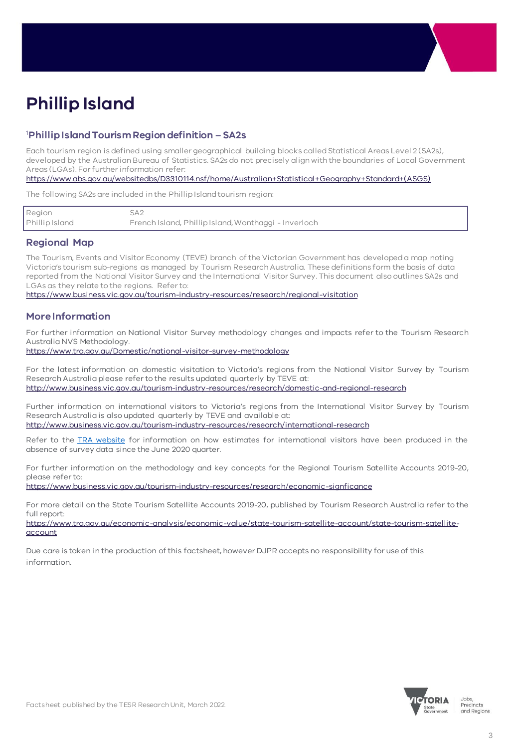# Phillip Island

## [1]Phillip Island Tourism Region definition – SA2s

Each tourism region is defined using smaller geographical building blocks called Statistical Areas Level 2 (SA2s), developed by the Australian Bureau of Statistics. SA2s do not precisely align with the boundaries of Local Government Areas (LGAs). For further information refer:
https://www.abs.gov.au/websitedbs/D3310114.nsf/home/Australian+Statistical+Geography+Standard+(ASGS)

The following SA2s are included in the Phillip Island tourism region:

| Region | SA2 |
|---|---|
| Phillip Island | French Island, Phillip Island, Wonthaggi - Inverloch |

## Regional Map

The Tourism, Events and Visitor Economy (TEVE) branch of the Victorian Government has developed a map noting Victoria's tourism sub-regions as managed by Tourism Research Australia. These definitions form the basis of data reported from the National Visitor Survey and the International Visitor Survey. This document also outlines SA2s and LGAs as they relate to the regions. Refer to:
https://www.business.vic.gov.au/tourism-industry-resources/research/regional-visitation

## More Information

For further information on National Visitor Survey methodology changes and impacts refer to the Tourism Research Australia NVS Methodology.
https://www.tra.gov.au/Domestic/national-visitor-survey-methodology

For the latest information on domestic visitation to Victoria's regions from the National Visitor Survey by Tourism Research Australia please refer to the results updated quarterly by TEVE at:
http://www.business.vic.gov.au/tourism-industry-resources/research/domestic-and-regional-research

Further information on international visitors to Victoria's regions from the International Visitor Survey by Tourism Research Australia is also updated quarterly by TEVE and available at:
http://www.business.vic.gov.au/tourism-industry-resources/research/international-research

Refer to the TRA website for information on how estimates for international visitors have been produced in the absence of survey data since the June 2020 quarter.

For further information on the methodology and key concepts for the Regional Tourism Satellite Accounts 2019-20, please refer to:
https://www.business.vic.gov.au/tourism-industry-resources/research/economic-signficance

For more detail on the State Tourism Satellite Accounts 2019-20, published by Tourism Research Australia refer to the full report:
https://www.tra.gov.au/economic-analysis/economic-value/state-tourism-satellite-account/state-tourism-satellite-account

Due care is taken in the production of this factsheet, however DJPR accepts no responsibility for use of this information.

Factsheet published by the TESR Research Unit, March 2022.